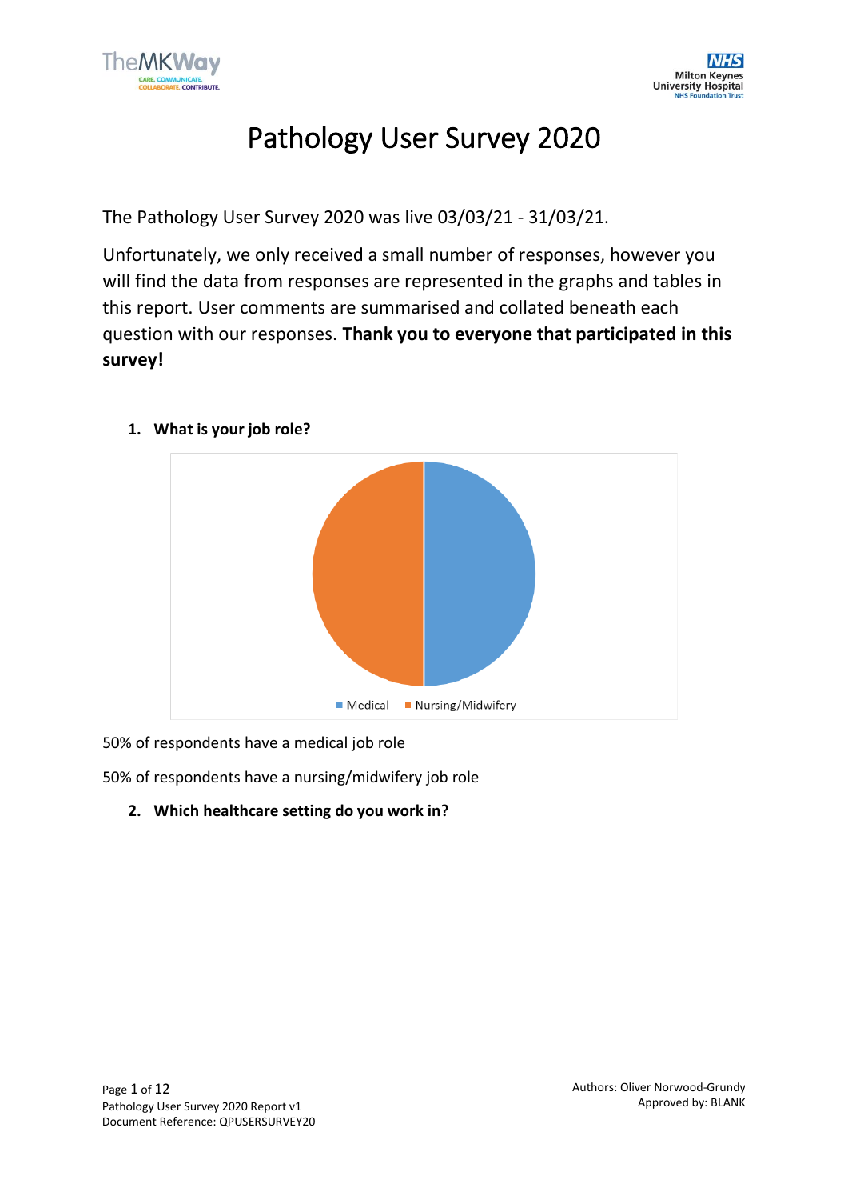# Pathology User Survey 2020

The Pathology User Survey 2020 was live 03/03/21 - 31/03/21.

Unfortunately, we only received a small number of responses, however you will find the data from responses are represented in the graphs and tables in this report. User comments are summarised and collated beneath each question with our responses. **Thank you to everyone that participated in this survey!**

1. **What is your job role?**

50% of respondents have a medical job role

50% of respondents have a nursing/midwifery job role

2. **Which healthcare setting do you work in?**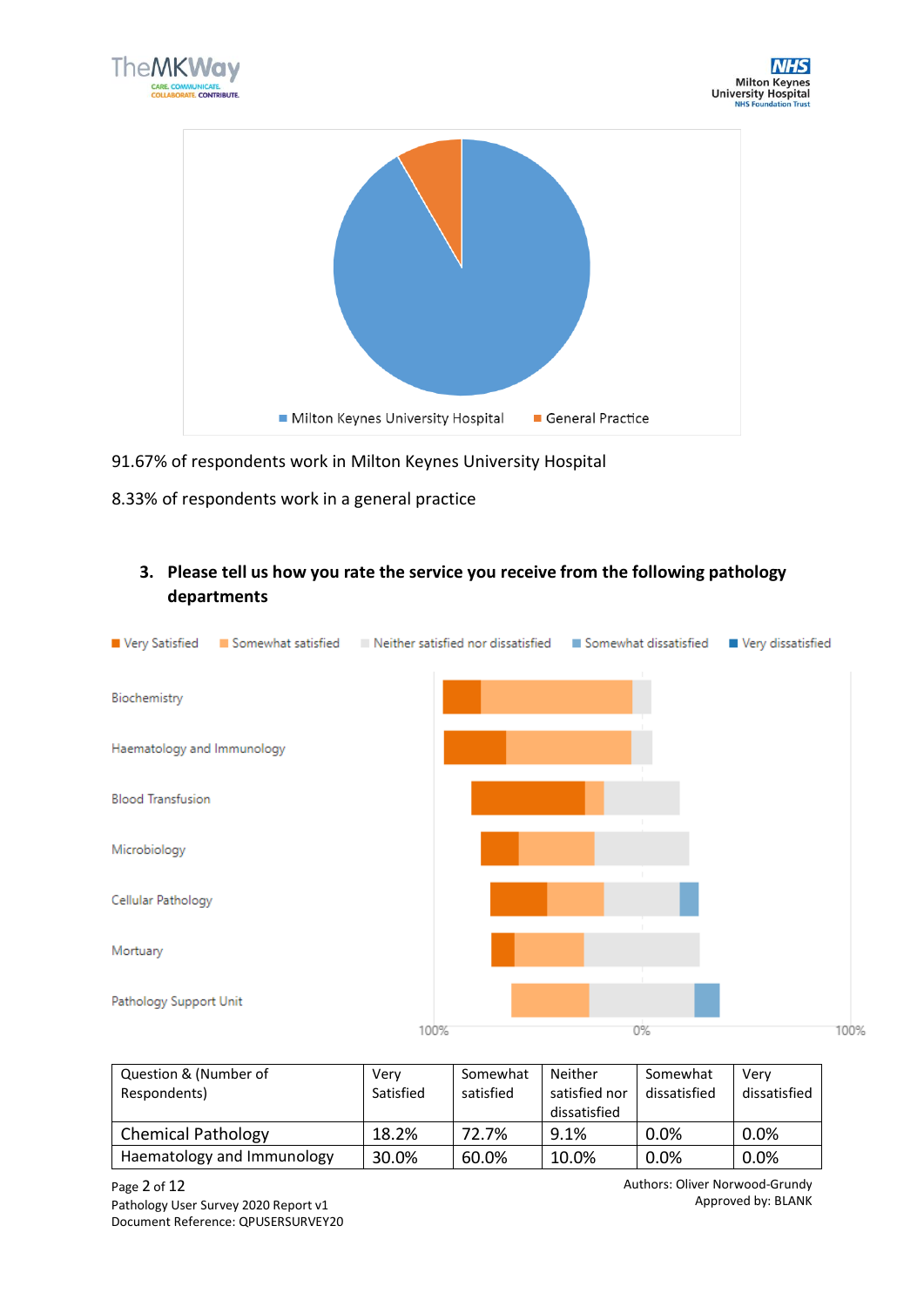91.67% of respondents work in Milton Keynes University Hospital

8.33% of respondents work in a general practice

## 3. Please tell us how you rate the service you receive from the following pathology departments

| Question & (Number of Respondents) | Very Satisfied | Somewhat satisfied | Neither satisfied nor dissatisfied | Somewhat dissatisfied | Very dissatisfied |
|---|---|---|---|---|---|
| Chemical Pathology | 18.2% | 72.7% | 9.1% | 0.0% | 0.0% |
| Haematology and Immunology | 30.0% | 60.0% | 10.0% | 0.0% | 0.0% |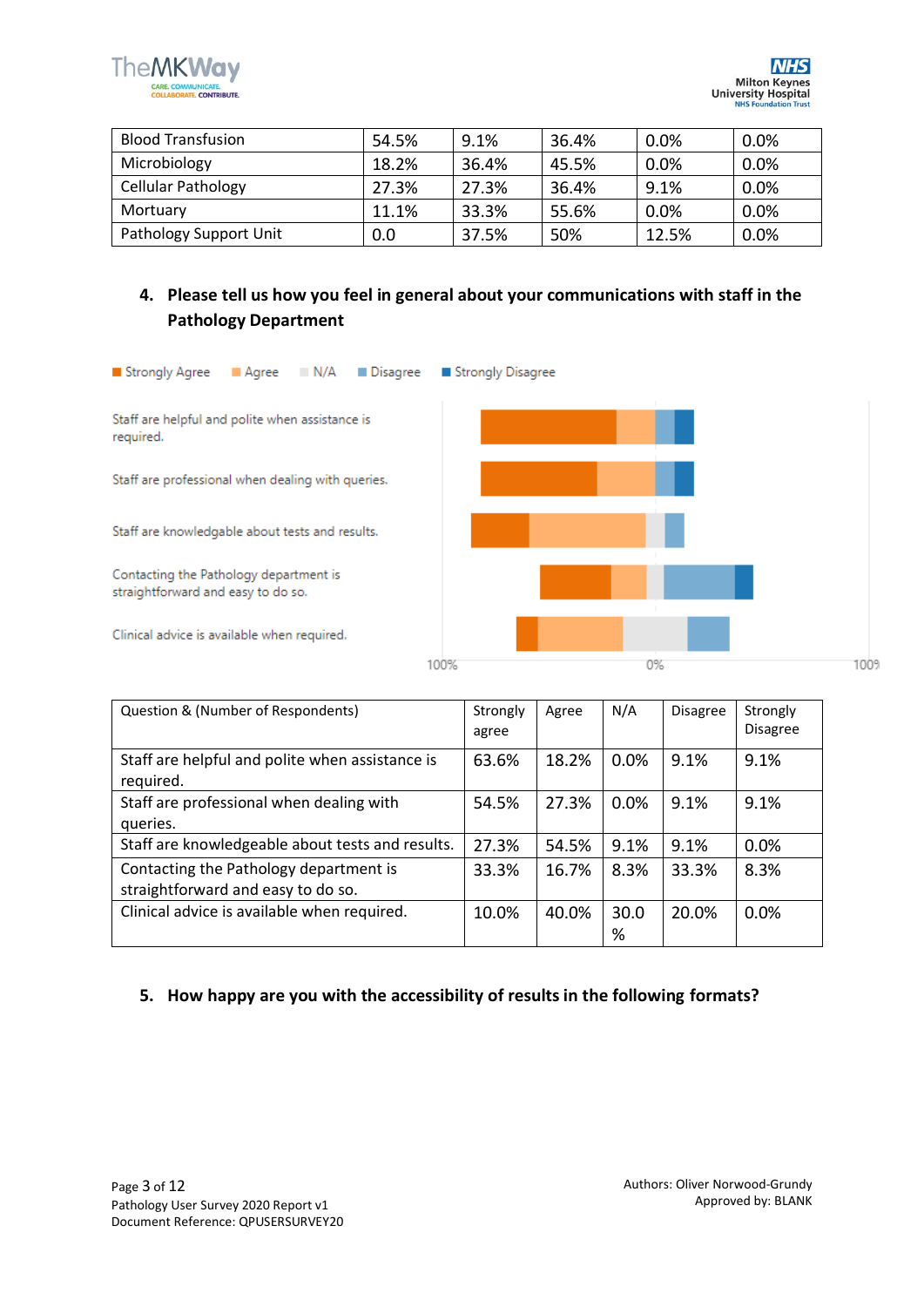| Blood Transfusion | 54.5% | 9.1% | 36.4% | 0.0% | 0.0% |
|---|---|---|---|---|---|
| Microbiology | 18.2% | 36.4% | 45.5% | 0.0% | 0.0% |
| Cellular Pathology | 27.3% | 27.3% | 36.4% | 9.1% | 0.0% |
| Mortuary | 11.1% | 33.3% | 55.6% | 0.0% | 0.0% |
| Pathology Support Unit | 0.0 | 37.5% | 50% | 12.5% | 0.0% |

## 4. Please tell us how you feel in general about your communications with staff in the Pathology Department

Strongly Agree | Agree | N/A | Disagree | Strongly Disagree

Staff are helpful and polite when assistance is required.

Staff are professional when dealing with queries.

Staff are knowledgable about tests and results.

Contacting the Pathology department is straightforward and easy to do so.

Clinical advice is available when required.

100% 0% 100%

| Question & (Number of Respondents) | Strongly agree | Agree | N/A | Disagree | Strongly Disagree |
|---|---|---|---|---|---|
| Staff are helpful and polite when assistance is required. | 63.6% | 18.2% | 0.0% | 9.1% | 9.1% |
| Staff are professional when dealing with queries. | 54.5% | 27.3% | 0.0% | 9.1% | 9.1% |
| Staff are knowledgeable about tests and results. | 27.3% | 54.5% | 9.1% | 9.1% | 0.0% |
| Contacting the Pathology department is straightforward and easy to do so. | 33.3% | 16.7% | 8.3% | 33.3% | 8.3% |
| Clinical advice is available when required. | 10.0% | 40.0% | 30.0 % | 20.0% | 0.0% |

## 5. How happy are you with the accessibility of results in the following formats?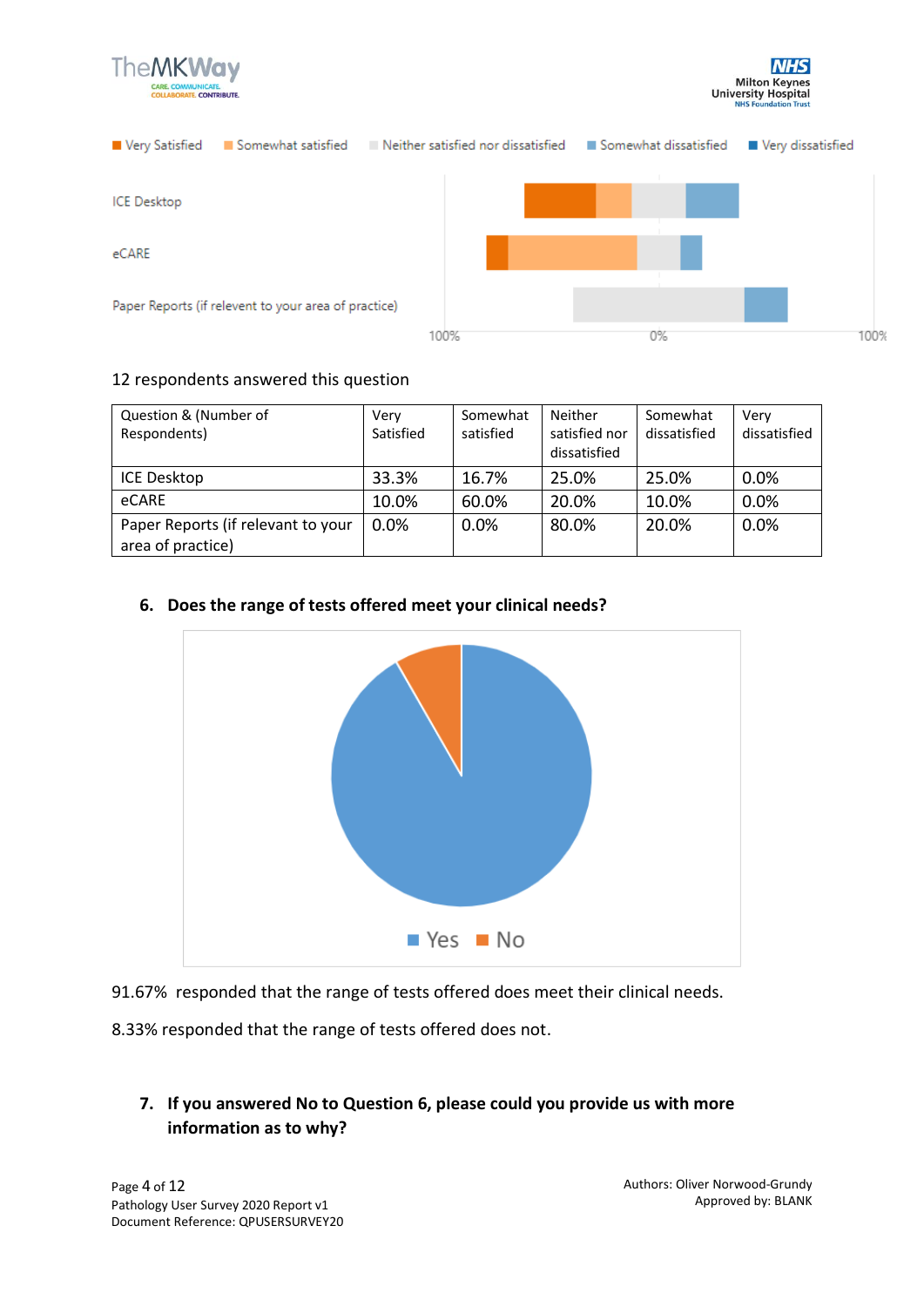12 respondents answered this question

| Question & (Number of Respondents) | Very Satisfied | Somewhat satisfied | Neither satisfied nor dissatisfied | Somewhat dissatisfied | Very dissatisfied |
|---|---|---|---|---|---|
| ICE Desktop | 33.3% | 16.7% | 25.0% | 25.0% | 0.0% |
| eCARE | 10.0% | 60.0% | 20.0% | 10.0% | 0.0% |
| Paper Reports (if relevant to your area of practice) | 0.0% | 0.0% | 80.0% | 20.0% | 0.0% |

## 6. Does the range of tests offered meet your clinical needs?

91.67% responded that the range of tests offered does meet their clinical needs.

8.33% responded that the range of tests offered does not.

## 7. If you answered No to Question 6, please could you provide us with more information as to why?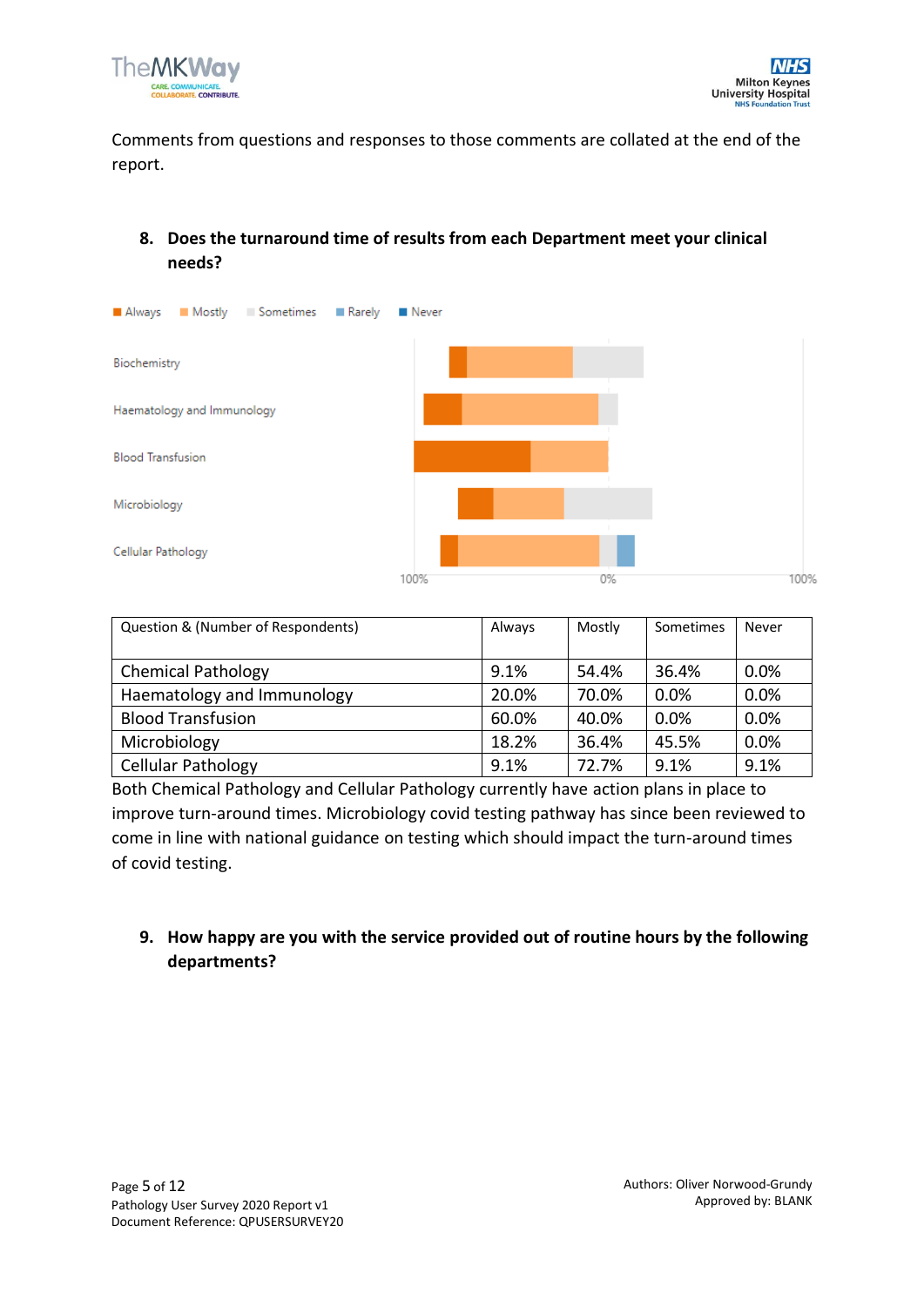Comments from questions and responses to those comments are collated at the end of the report.

**8. Does the turnaround time of results from each Department meet your clinical needs?**

| Question & (Number of Respondents) | Always | Mostly | Sometimes | Never |
|---|---|---|---|---|
| Chemical Pathology | 9.1% | 54.4% | 36.4% | 0.0% |
| Haematology and Immunology | 20.0% | 70.0% | 0.0% | 0.0% |
| Blood Transfusion | 60.0% | 40.0% | 0.0% | 0.0% |
| Microbiology | 18.2% | 36.4% | 45.5% | 0.0% |
| Cellular Pathology | 9.1% | 72.7% | 9.1% | 9.1% |

Both Chemical Pathology and Cellular Pathology currently have action plans in place to improve turn-around times. Microbiology covid testing pathway has since been reviewed to come in line with national guidance on testing which should impact the turn-around times of covid testing.

**9. How happy are you with the service provided out of routine hours by the following departments?**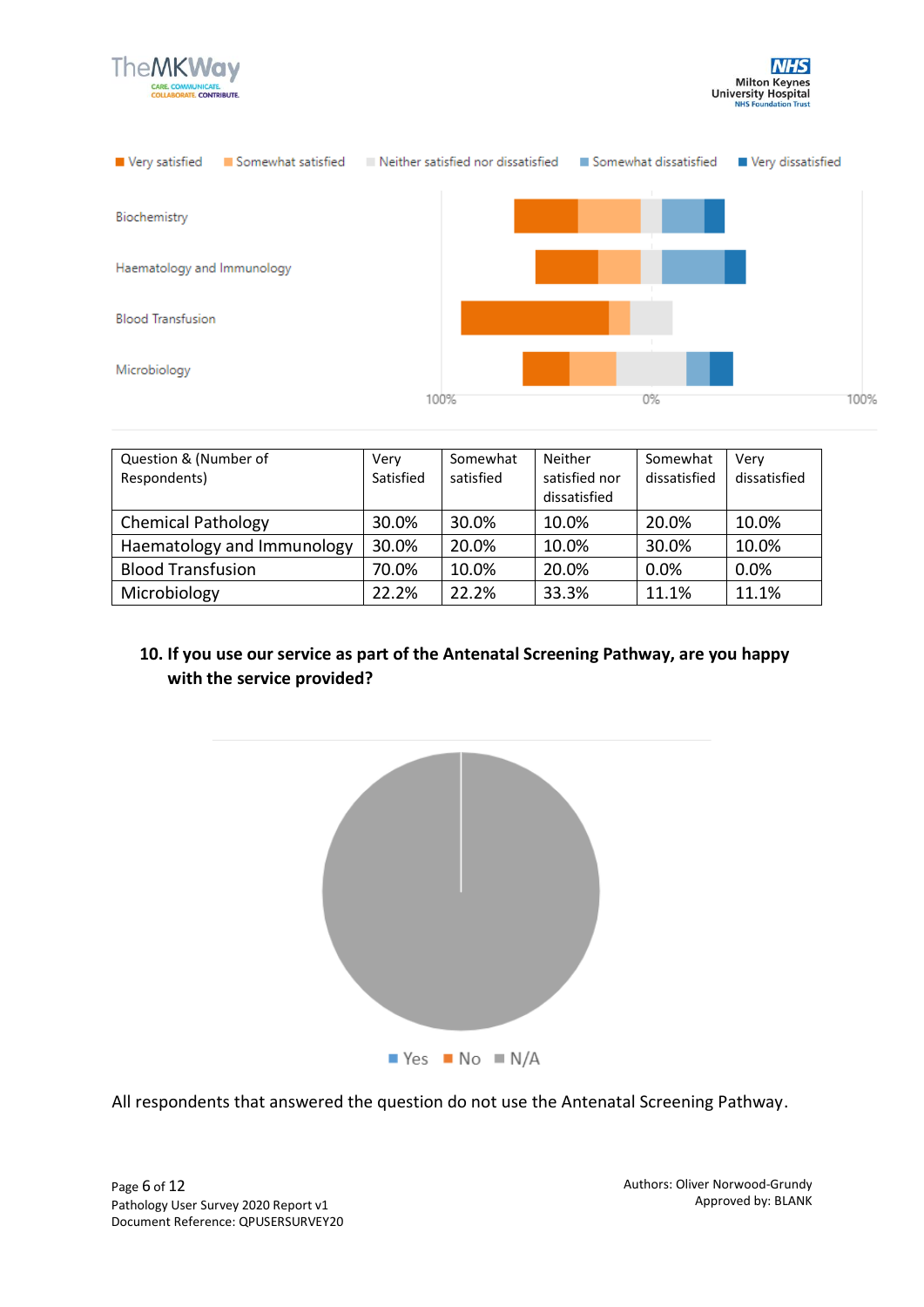| Question & (Number of Respondents) | Very Satisfied | Somewhat satisfied | Neither satisfied nor dissatisfied | Somewhat dissatisfied | Very dissatisfied |
|---|---|---|---|---|---|
| Chemical Pathology | 30.0% | 30.0% | 10.0% | 20.0% | 10.0% |
| Haematology and Immunology | 30.0% | 20.0% | 10.0% | 30.0% | 10.0% |
| Blood Transfusion | 70.0% | 10.0% | 20.0% | 0.0% | 0.0% |
| Microbiology | 22.2% | 22.2% | 33.3% | 11.1% | 11.1% |

### 10. If you use our service as part of the Antenatal Screening Pathway, are you happy with the service provided?

All respondents that answered the question do not use the Antenatal Screening Pathway.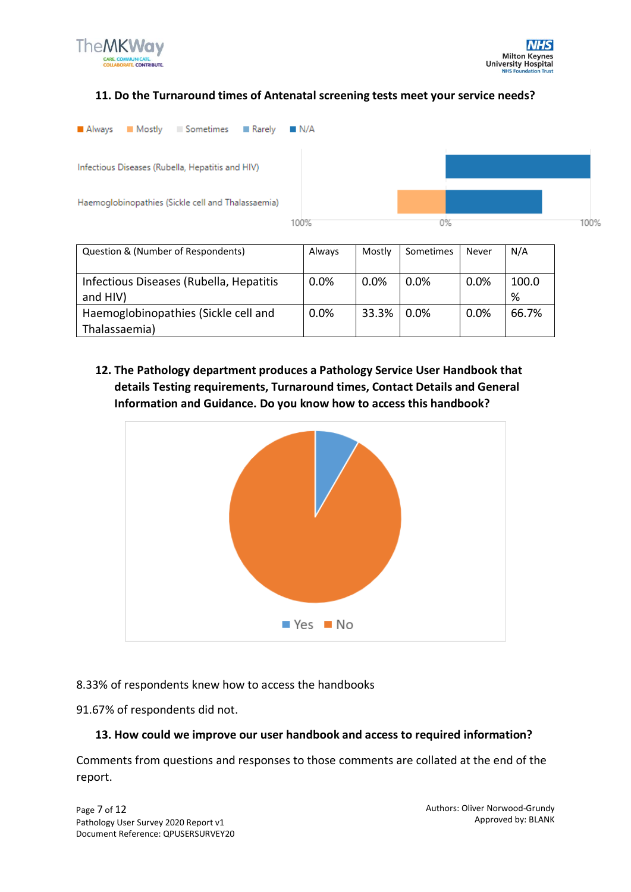**11. Do the Turnaround times of Antenatal screening tests meet your service needs?**

| Question & (Number of Respondents) | Always | Mostly | Sometimes | Never | N/A |
|---|---|---|---|---|---|
| Infectious Diseases (Rubella, Hepatitis and HIV) | 0.0% | 0.0% | 0.0% | 0.0% | 100.0 % |
| Haemoglobinopathies (Sickle cell and Thalassaemia) | 0.0% | 33.3% | 0.0% | 0.0% | 66.7% |

**12. The Pathology department produces a Pathology Service User Handbook that details Testing requirements, Turnaround times, Contact Details and General Information and Guidance. Do you know how to access this handbook?**

8.33% of respondents knew how to access the handbooks

91.67% of respondents did not.

**13. How could we improve our user handbook and access to required information?**

Comments from questions and responses to those comments are collated at the end of the report.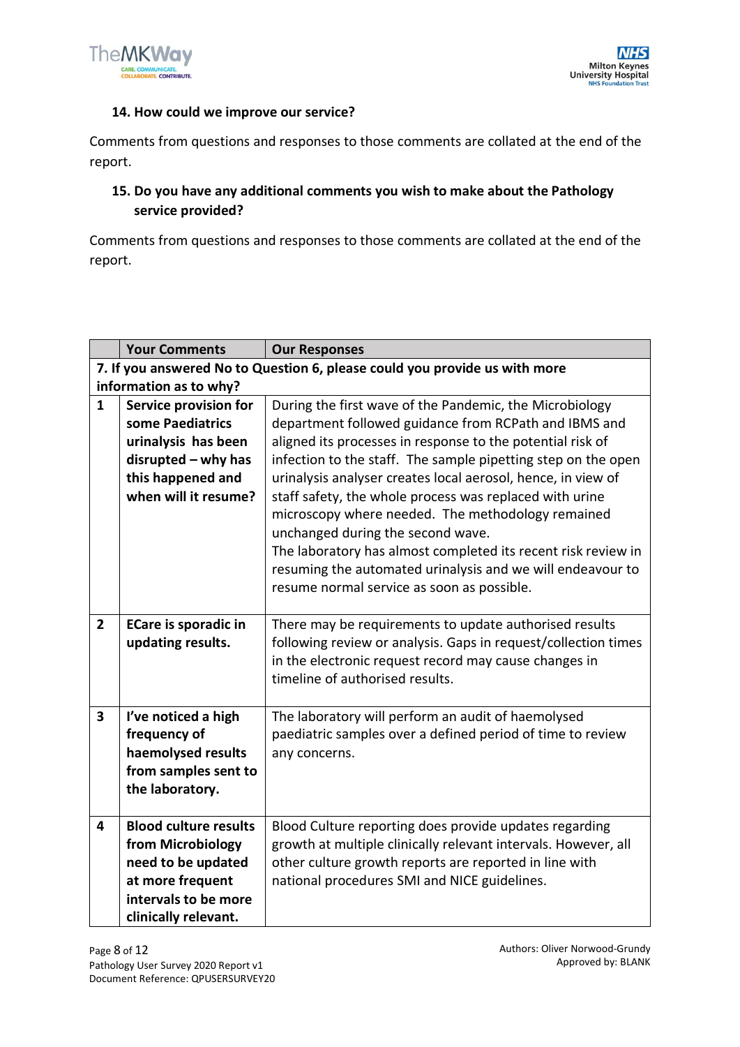**14. How could we improve our service?**

Comments from questions and responses to those comments are collated at the end of the report.

**15. Do you have any additional comments you wish to make about the Pathology service provided?**

Comments from questions and responses to those comments are collated at the end of the report.

| | Your Comments | Our Responses |
|---|---|---|
| **7. If you answered No to Question 6, please could you provide us with more information as to why?** | | |
| **1** | **Service provision for some Paediatrics urinalysis has been disrupted – why has this happened and when will it resume?** | During the first wave of the Pandemic, the Microbiology department followed guidance from RCPath and IBMS and aligned its processes in response to the potential risk of infection to the staff. The sample pipetting step on the open urinalysis analyser creates local aerosol, hence, in view of staff safety, the whole process was replaced with urine microscopy where needed. The methodology remained unchanged during the second wave.<br>The laboratory has almost completed its recent risk review in resuming the automated urinalysis and we will endeavour to resume normal service as soon as possible. |
| **2** | **ECare is sporadic in updating results.** | There may be requirements to update authorised results following review or analysis. Gaps in request/collection times in the electronic request record may cause changes in timeline of authorised results. |
| **3** | **I've noticed a high frequency of haemolysed results from samples sent to the laboratory.** | The laboratory will perform an audit of haemolysed paediatric samples over a defined period of time to review any concerns. |
| **4** | **Blood culture results from Microbiology need to be updated at more frequent intervals to be more clinically relevant.** | Blood Culture reporting does provide updates regarding growth at multiple clinically relevant intervals. However, all other culture growth reports are reported in line with national procedures SMI and NICE guidelines. |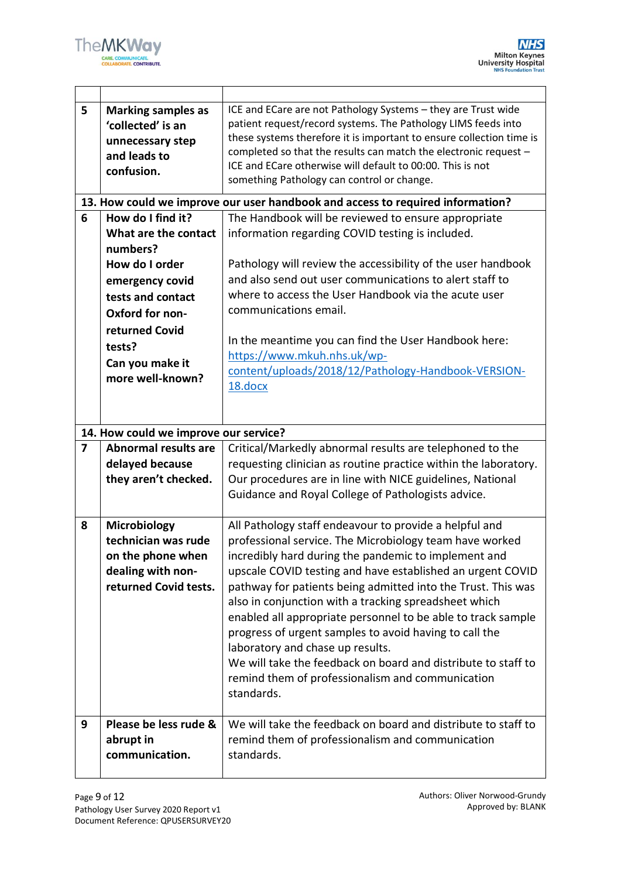| | | |
|---|---|---|
| 5 | **Marking samples as 'collected' is an unnecessary step and leads to confusion.** | ICE and ECare are not Pathology Systems – they are Trust wide patient request/record systems. The Pathology LIMS feeds into these systems therefore it is important to ensure collection time is completed so that the results can match the electronic request – ICE and ECare otherwise will default to 00:00. This is not something Pathology can control or change. |
| **13. How could we improve our user handbook and access to required information?** | | |
| 6 | **How do I find it? What are the contact numbers? How do I order emergency covid tests and contact Oxford for non-returned Covid tests? Can you make it more well-known?** | The Handbook will be reviewed to ensure appropriate information regarding COVID testing is included.<br><br>Pathology will review the accessibility of the user handbook and also send out user communications to alert staff to where to access the User Handbook via the acute user communications email.<br><br>In the meantime you can find the User Handbook here: https://www.mkuh.nhs.uk/wp-content/uploads/2018/12/Pathology-Handbook-VERSION-18.docx |
| **14. How could we improve our service?** | | |
| 7 | **Abnormal results are delayed because they aren't checked.** | Critical/Markedly abnormal results are telephoned to the requesting clinician as routine practice within the laboratory. Our procedures are in line with NICE guidelines, National Guidance and Royal College of Pathologists advice. |
| 8 | **Microbiology technician was rude on the phone when dealing with non-returned Covid tests.** | All Pathology staff endeavour to provide a helpful and professional service. The Microbiology team have worked incredibly hard during the pandemic to implement and upscale COVID testing and have established an urgent COVID pathway for patients being admitted into the Trust. This was also in conjunction with a tracking spreadsheet which enabled all appropriate personnel to be able to track sample progress of urgent samples to avoid having to call the laboratory and chase up results.<br>We will take the feedback on board and distribute to staff to remind them of professionalism and communication standards. |
| 9 | **Please be less rude & abrupt in communication.** | We will take the feedback on board and distribute to staff to remind them of professionalism and communication standards. |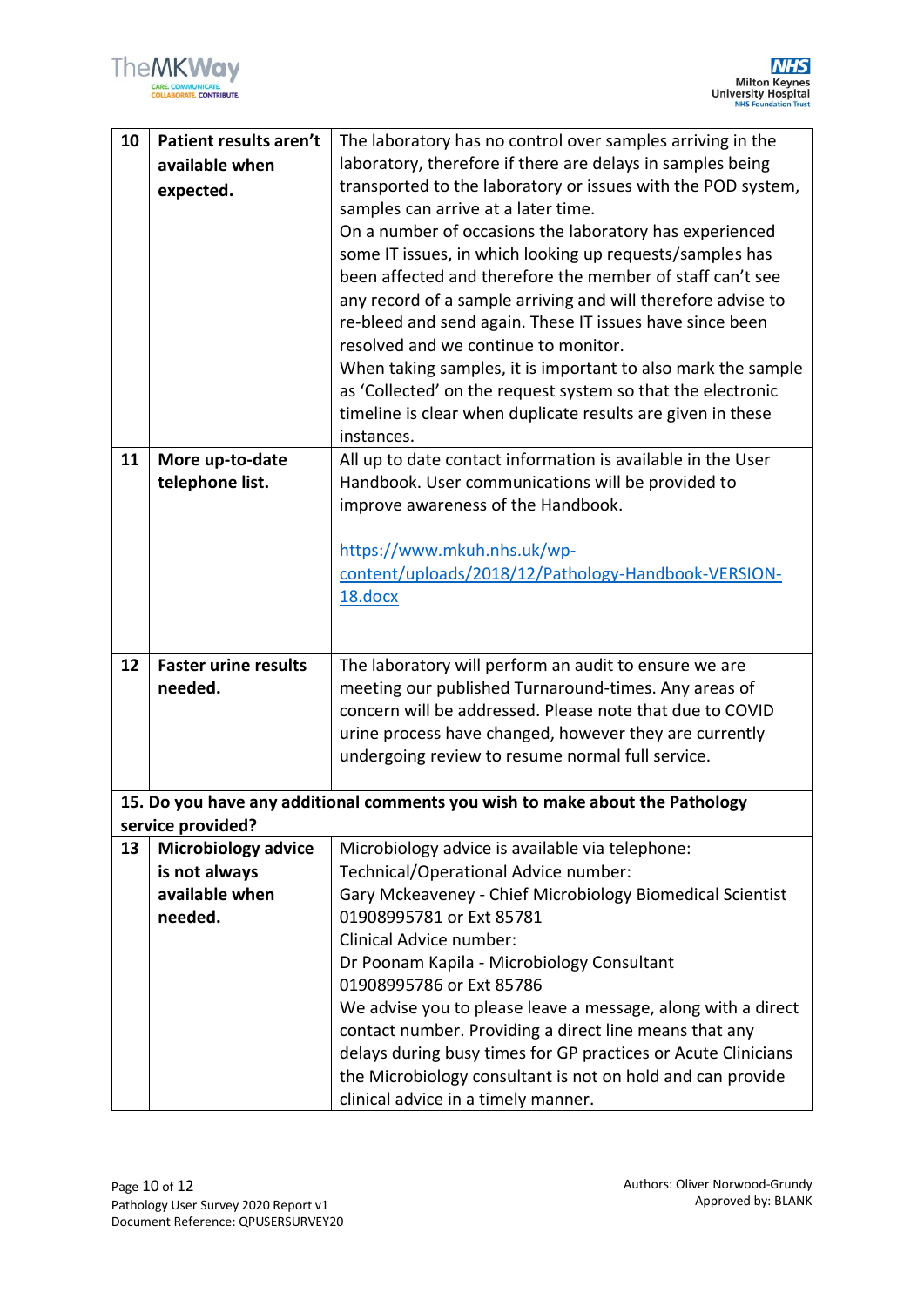| 10 | **Patient results aren't available when expected.** | The laboratory has no control over samples arriving in the laboratory, therefore if there are delays in samples being transported to the laboratory or issues with the POD system, samples can arrive at a later time.<br>On a number of occasions the laboratory has experienced some IT issues, in which looking up requests/samples has been affected and therefore the member of staff can't see any record of a sample arriving and will therefore advise to re-bleed and send again. These IT issues have since been resolved and we continue to monitor.<br>When taking samples, it is important to also mark the sample as 'Collected' on the request system so that the electronic timeline is clear when duplicate results are given in these instances. |
|---|---|---|
| 11 | **More up-to-date telephone list.** | All up to date contact information is available in the User Handbook. User communications will be provided to improve awareness of the Handbook.<br><br>https://www.mkuh.nhs.uk/wp-content/uploads/2018/12/Pathology-Handbook-VERSION-18.docx |
| 12 | **Faster urine results needed.** | The laboratory will perform an audit to ensure we are meeting our published Turnaround-times. Any areas of concern will be addressed. Please note that due to COVID urine process have changed, however they are currently undergoing review to resume normal full service. |
| **15. Do you have any additional comments you wish to make about the Pathology service provided?** | | |
| 13 | **Microbiology advice is not always available when needed.** | Microbiology advice is available via telephone:<br>Technical/Operational Advice number:<br>Gary Mckeaveney - Chief Microbiology Biomedical Scientist<br>01908995781 or Ext 85781<br>Clinical Advice number:<br>Dr Poonam Kapila - Microbiology Consultant<br>01908995786 or Ext 85786<br>We advise you to please leave a message, along with a direct contact number. Providing a direct line means that any delays during busy times for GP practices or Acute Clinicians the Microbiology consultant is not on hold and can provide clinical advice in a timely manner. |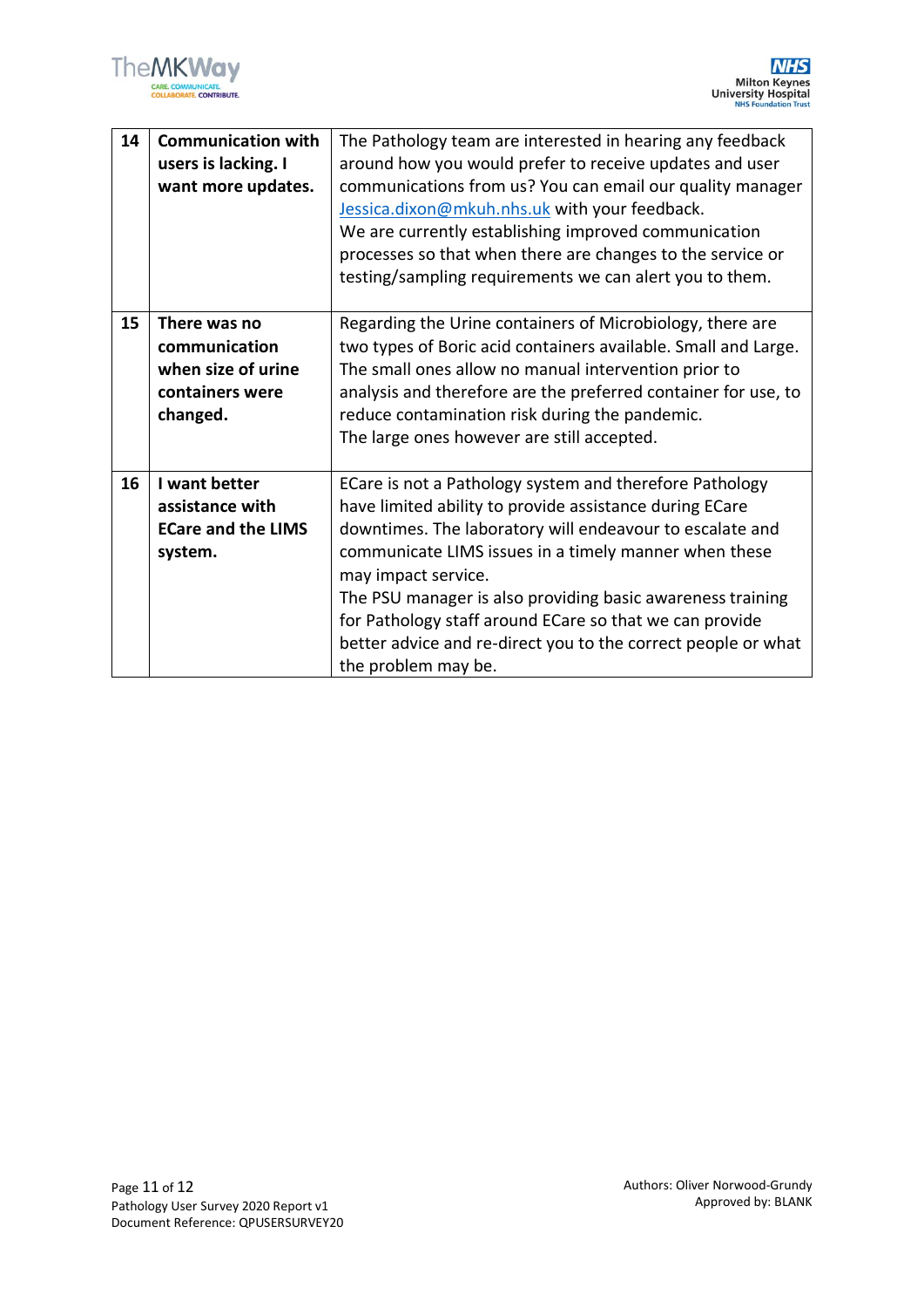| 14 | **Communication with users is lacking. I want more updates.** | The Pathology team are interested in hearing any feedback around how you would prefer to receive updates and user communications from us? You can email our quality manager Jessica.dixon@mkuh.nhs.uk with your feedback.<br>We are currently establishing improved communication processes so that when there are changes to the service or testing/sampling requirements we can alert you to them. |
|---|---|---|
| 15 | **There was no communication when size of urine containers were changed.** | Regarding the Urine containers of Microbiology, there are two types of Boric acid containers available. Small and Large. The small ones allow no manual intervention prior to analysis and therefore are the preferred container for use, to reduce contamination risk during the pandemic.<br>The large ones however are still accepted. |
| 16 | **I want better assistance with ECare and the LIMS system.** | ECare is not a Pathology system and therefore Pathology have limited ability to provide assistance during ECare downtimes. The laboratory will endeavour to escalate and communicate LIMS issues in a timely manner when these may impact service.<br>The PSU manager is also providing basic awareness training for Pathology staff around ECare so that we can provide better advice and re-direct you to the correct people or what the problem may be. |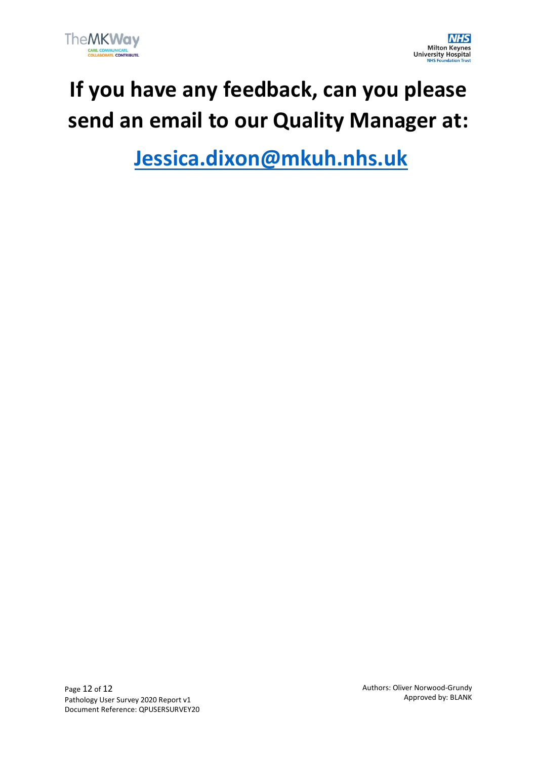# If you have any feedback, can you please send an email to our Quality Manager at:

## Jessica.dixon@mkuh.nhs.uk